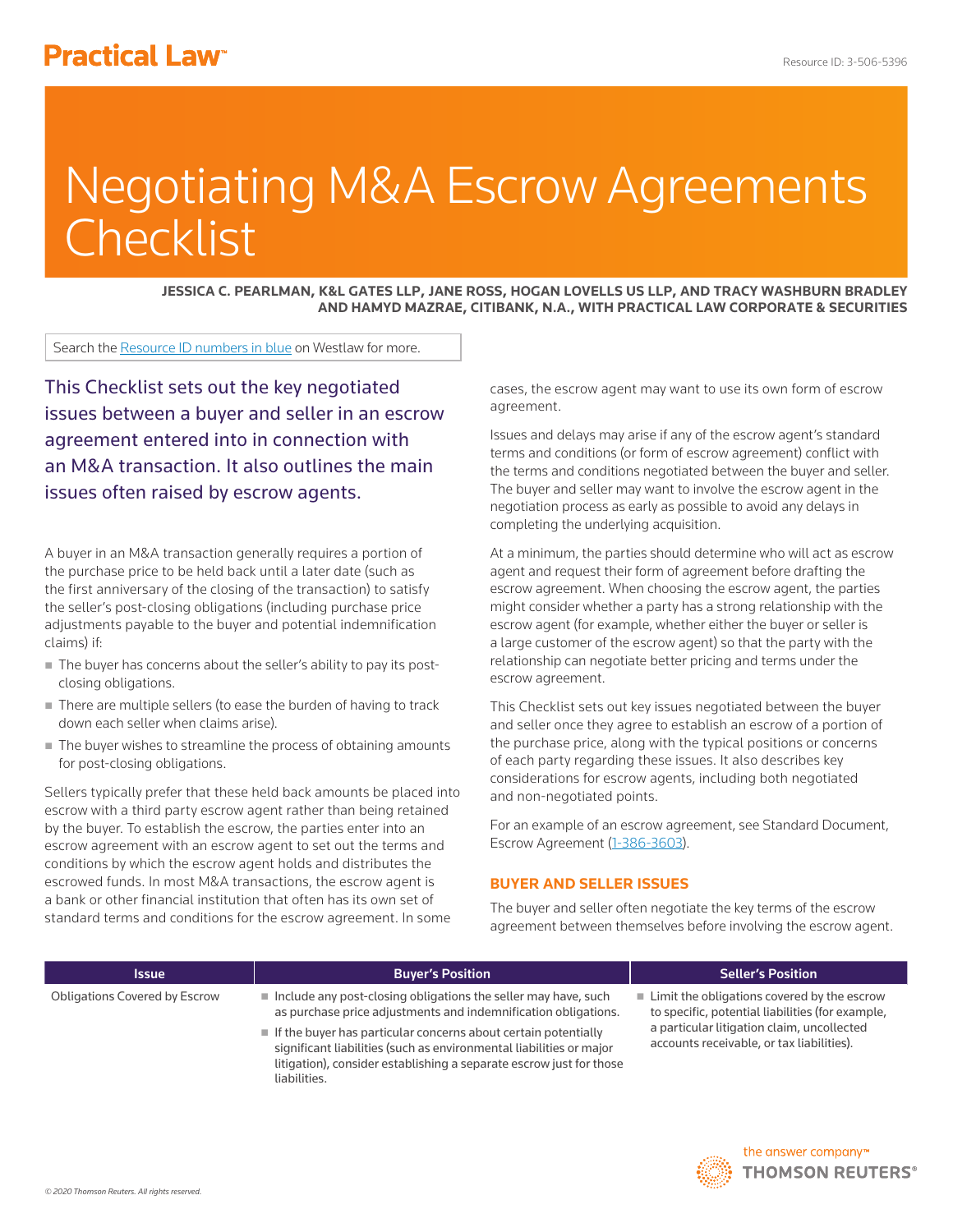# Negotiating M&A Escrow Agreements Checklist

**JESSICA C. PEARLMAN, K&L GATES LLP, JANE ROSS, HOGAN LOVELLS US LLP, AND TRACY WASHBURN BRADLEY AND HAMYD MAZRAE, CITIBANK, N.A., WITH PRACTICAL LAW CORPORATE & SECURITIES**

Search the Resource ID numbers in blue on Westlaw for more.

This Checklist sets out the key negotiated issues between a buyer and seller in an escrow agreement entered into in connection with an M&A transaction. It also outlines the main issues often raised by escrow agents.

A buyer in an M&A transaction generally requires a portion of the purchase price to be held back until a later date (such as the first anniversary of the closing of the transaction) to satisfy the seller's post-closing obligations (including purchase price adjustments payable to the buyer and potential indemnification claims) if:

- The buyer has concerns about the seller's ability to pay its post-closing obligations.
- There are multiple sellers (to ease the burden of having to track down each seller when claims arise).
- The buyer wishes to streamline the process of obtaining amounts for post-closing obligations.

Sellers typically prefer that these held back amounts be placed into escrow with a third party escrow agent rather than being retained by the buyer. To establish the escrow, the parties enter into an escrow agreement with an escrow agent to set out the terms and conditions by which the escrow agent holds and distributes the escrowed funds. In most M&A transactions, the escrow agent is a bank or other financial institution that often has its own set of standard terms and conditions for the escrow agreement. In some cases, the escrow agent may want to use its own form of escrow agreement.

Issues and delays may arise if any of the escrow agent's standard terms and conditions (or form of escrow agreement) conflict with the terms and conditions negotiated between the buyer and seller. The buyer and seller may want to involve the escrow agent in the negotiation process as early as possible to avoid any delays in completing the underlying acquisition.

At a minimum, the parties should determine who will act as escrow agent and request their form of agreement before drafting the escrow agreement. When choosing the escrow agent, the parties might consider whether a party has a strong relationship with the escrow agent (for example, whether either the buyer or seller is a large customer of the escrow agent) so that the party with the relationship can negotiate better pricing and terms under the escrow agreement.

This Checklist sets out key issues negotiated between the buyer and seller once they agree to establish an escrow of a portion of the purchase price, along with the typical positions or concerns of each party regarding these issues. It also describes key considerations for escrow agents, including both negotiated and non-negotiated points.

For an example of an escrow agreement, see Standard Document, Escrow Agreement (1-386-3603).

## BUYER AND SELLER ISSUES

The buyer and seller often negotiate the key terms of the escrow agreement between themselves before involving the escrow agent.

| Issue | Buyer's Position | Seller's Position |
|---|---|---|
| Obligations Covered by Escrow | - Include any post-closing obligations the seller may have, such as purchase price adjustments and indemnification obligations.<br>- If the buyer has particular concerns about certain potentially significant liabilities (such as environmental liabilities or major litigation), consider establishing a separate escrow just for those liabilities. | - Limit the obligations covered by the escrow to specific, potential liabilities (for example, a particular litigation claim, uncollected accounts receivable, or tax liabilities). |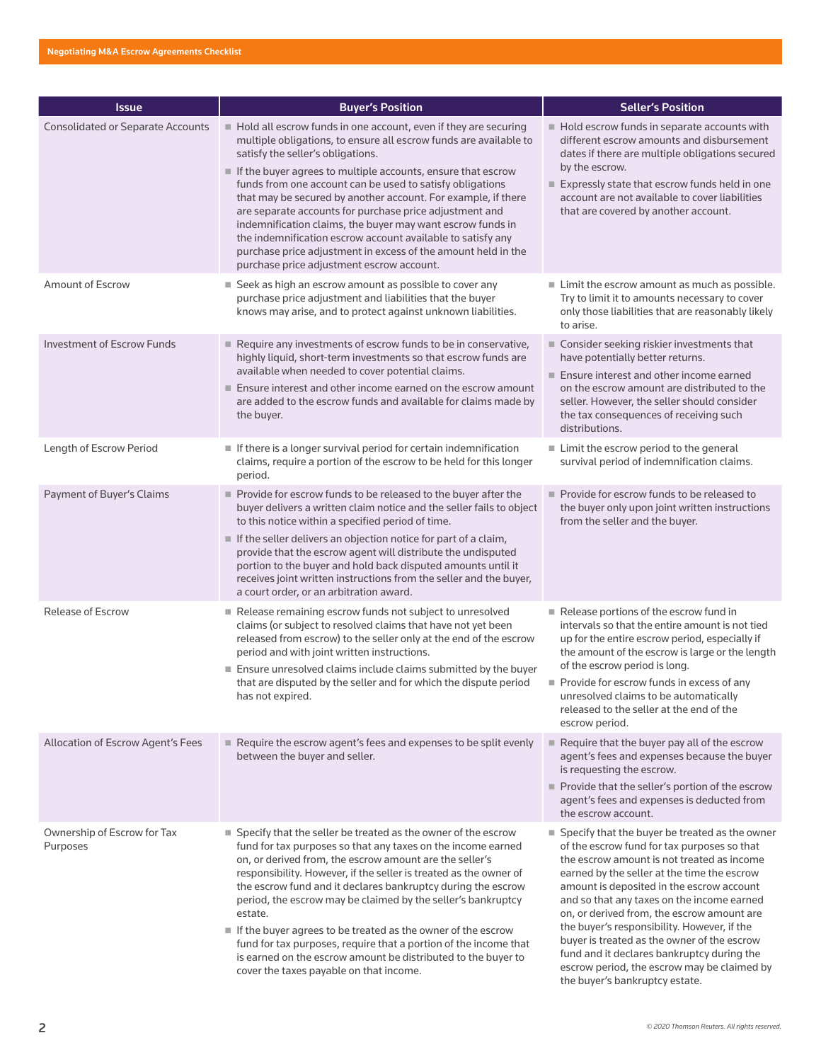| Issue | Buyer's Position | Seller's Position |
|---|---|---|
| Consolidated or Separate Accounts | ■ Hold all escrow funds in one account, even if they are securing multiple obligations, to ensure all escrow funds are available to satisfy the seller's obligations.<br>■ If the buyer agrees to multiple accounts, ensure that escrow funds from one account can be used to satisfy obligations that may be secured by another account. For example, if there are separate accounts for purchase price adjustment and indemnification claims, the buyer may want escrow funds in the indemnification escrow account available to satisfy any purchase price adjustment in excess of the amount held in the purchase price adjustment escrow account. | ■ Hold escrow funds in separate accounts with different escrow amounts and disbursement dates if there are multiple obligations secured by the escrow.<br>■ Expressly state that escrow funds held in one account are not available to cover liabilities that are covered by another account. |
| Amount of Escrow | ■ Seek as high an escrow amount as possible to cover any purchase price adjustment and liabilities that the buyer knows may arise, and to protect against unknown liabilities. | ■ Limit the escrow amount as much as possible. Try to limit it to amounts necessary to cover only those liabilities that are reasonably likely to arise. |
| Investment of Escrow Funds | ■ Require any investments of escrow funds to be in conservative, highly liquid, short-term investments so that escrow funds are available when needed to cover potential claims.<br>■ Ensure interest and other income earned on the escrow amount are added to the escrow funds and available for claims made by the buyer. | ■ Consider seeking riskier investments that have potentially better returns.<br>■ Ensure interest and other income earned on the escrow amount are distributed to the seller. However, the seller should consider the tax consequences of receiving such distributions. |
| Length of Escrow Period | ■ If there is a longer survival period for certain indemnification claims, require a portion of the escrow to be held for this longer period. | ■ Limit the escrow period to the general survival period of indemnification claims. |
| Payment of Buyer's Claims | ■ Provide for escrow funds to be released to the buyer after the buyer delivers a written claim notice and the seller fails to object to this notice within a specified period of time.<br>■ If the seller delivers an objection notice for part of a claim, provide that the escrow agent will distribute the undisputed portion to the buyer and hold back disputed amounts until it receives joint written instructions from the seller and the buyer, a court order, or an arbitration award. | ■ Provide for escrow funds to be released to the buyer only upon joint written instructions from the seller and the buyer. |
| Release of Escrow | ■ Release remaining escrow funds not subject to unresolved claims (or subject to resolved claims that have not yet been released from escrow) to the seller only at the end of the escrow period and with joint written instructions.<br>■ Ensure unresolved claims include claims submitted by the buyer that are disputed by the seller and for which the dispute period has not expired. | ■ Release portions of the escrow fund in intervals so that the entire amount is not tied up for the entire escrow period, especially if the amount of the escrow is large or the length of the escrow period is long.<br>■ Provide for escrow funds in excess of any unresolved claims to be automatically released to the seller at the end of the escrow period. |
| Allocation of Escrow Agent's Fees | ■ Require the escrow agent's fees and expenses to be split evenly between the buyer and seller. | ■ Require that the buyer pay all of the escrow agent's fees and expenses because the buyer is requesting the escrow.<br>■ Provide that the seller's portion of the escrow agent's fees and expenses is deducted from the escrow account. |
| Ownership of Escrow for Tax Purposes | ■ Specify that the seller be treated as the owner of the escrow fund for tax purposes so that any taxes on the income earned on, or derived from, the escrow amount are the seller's responsibility. However, if the seller is treated as the owner of the escrow fund and it declares bankruptcy during the escrow period, the escrow may be claimed by the seller's bankruptcy estate.<br>■ If the buyer agrees to be treated as the owner of the escrow fund for tax purposes, require that a portion of the income that is earned on the escrow amount be distributed to the buyer to cover the taxes payable on that income. | ■ Specify that the buyer be treated as the owner of the escrow fund for tax purposes so that the escrow amount is not treated as income earned by the seller at the time the escrow amount is deposited in the escrow account and so that any taxes on the income earned on, or derived from, the escrow amount are the buyer's responsibility. However, if the buyer is treated as the owner of the escrow fund and it declares bankruptcy during the escrow period, the escrow may be claimed by the buyer's bankruptcy estate. |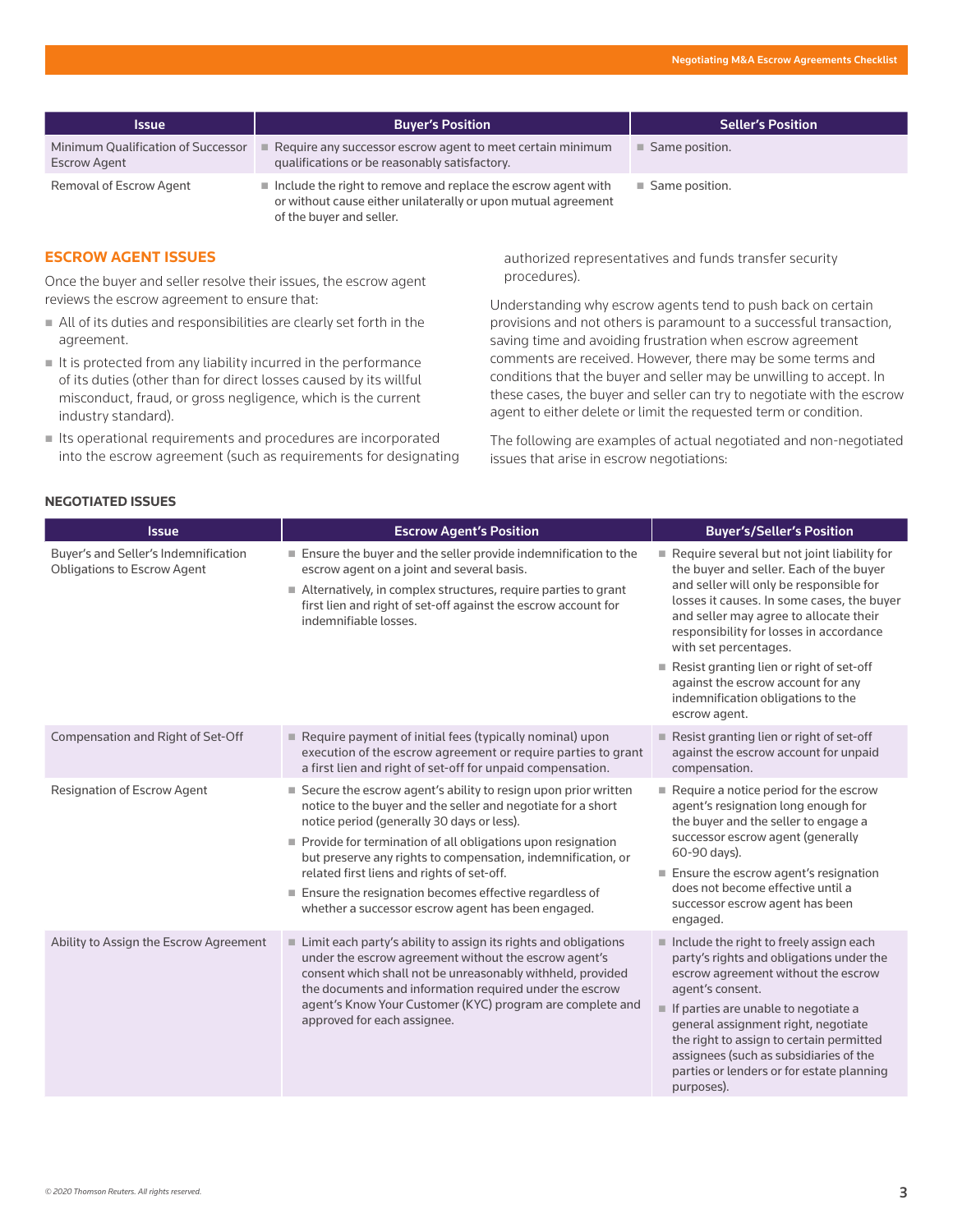| Issue | Buyer's Position | Seller's Position |
|---|---|---|
| Minimum Qualification of Successor Escrow Agent | ■ Require any successor escrow agent to meet certain minimum qualifications or be reasonably satisfactory. | ■ Same position. |
| Removal of Escrow Agent | ■ Include the right to remove and replace the escrow agent with or without cause either unilaterally or upon mutual agreement of the buyer and seller. | ■ Same position. |

## ESCROW AGENT ISSUES

Once the buyer and seller resolve their issues, the escrow agent reviews the escrow agreement to ensure that:

- All of its duties and responsibilities are clearly set forth in the agreement.
- It is protected from any liability incurred in the performance of its duties (other than for direct losses caused by its willful misconduct, fraud, or gross negligence, which is the current industry standard).
- Its operational requirements and procedures are incorporated into the escrow agreement (such as requirements for designating authorized representatives and funds transfer security procedures).

Understanding why escrow agents tend to push back on certain provisions and not others is paramount to a successful transaction, saving time and avoiding frustration when escrow agreement comments are received. However, there may be some terms and conditions that the buyer and seller may be unwilling to accept. In these cases, the buyer and seller can try to negotiate with the escrow agent to either delete or limit the requested term or condition.

The following are examples of actual negotiated and non-negotiated issues that arise in escrow negotiations:

### NEGOTIATED ISSUES

| Issue | Escrow Agent's Position | Buyer's/Seller's Position |
|---|---|---|
| Buyer's and Seller's Indemnification Obligations to Escrow Agent | ■ Ensure the buyer and the seller provide indemnification to the escrow agent on a joint and several basis.<br>■ Alternatively, in complex structures, require parties to grant first lien and right of set-off against the escrow account for indemnifiable losses. | ■ Require several but not joint liability for the buyer and seller. Each of the buyer and seller will only be responsible for losses it causes. In some cases, the buyer and seller may agree to allocate their responsibility for losses in accordance with set percentages.<br>■ Resist granting lien or right of set-off against the escrow account for any indemnification obligations to the escrow agent. |
| Compensation and Right of Set-Off | ■ Require payment of initial fees (typically nominal) upon execution of the escrow agreement or require parties to grant a first lien and right of set-off for unpaid compensation. | ■ Resist granting lien or right of set-off against the escrow account for unpaid compensation. |
| Resignation of Escrow Agent | ■ Secure the escrow agent's ability to resign upon prior written notice to the buyer and the seller and negotiate for a short notice period (generally 30 days or less).<br>■ Provide for termination of all obligations upon resignation but preserve any rights to compensation, indemnification, or related first liens and rights of set-off.<br>■ Ensure the resignation becomes effective regardless of whether a successor escrow agent has been engaged. | ■ Require a notice period for the escrow agent's resignation long enough for the buyer and the seller to engage a successor escrow agent (generally 60-90 days).<br>■ Ensure the escrow agent's resignation does not become effective until a successor escrow agent has been engaged. |
| Ability to Assign the Escrow Agreement | ■ Limit each party's ability to assign its rights and obligations under the escrow agreement without the escrow agent's consent which shall not be unreasonably withheld, provided the documents and information required under the escrow agent's Know Your Customer (KYC) program are complete and approved for each assignee. | ■ Include the right to freely assign each party's rights and obligations under the escrow agreement without the escrow agent's consent.<br>■ If parties are unable to negotiate a general assignment right, negotiate the right to assign to certain permitted assignees (such as subsidiaries of the parties or lenders or for estate planning purposes). |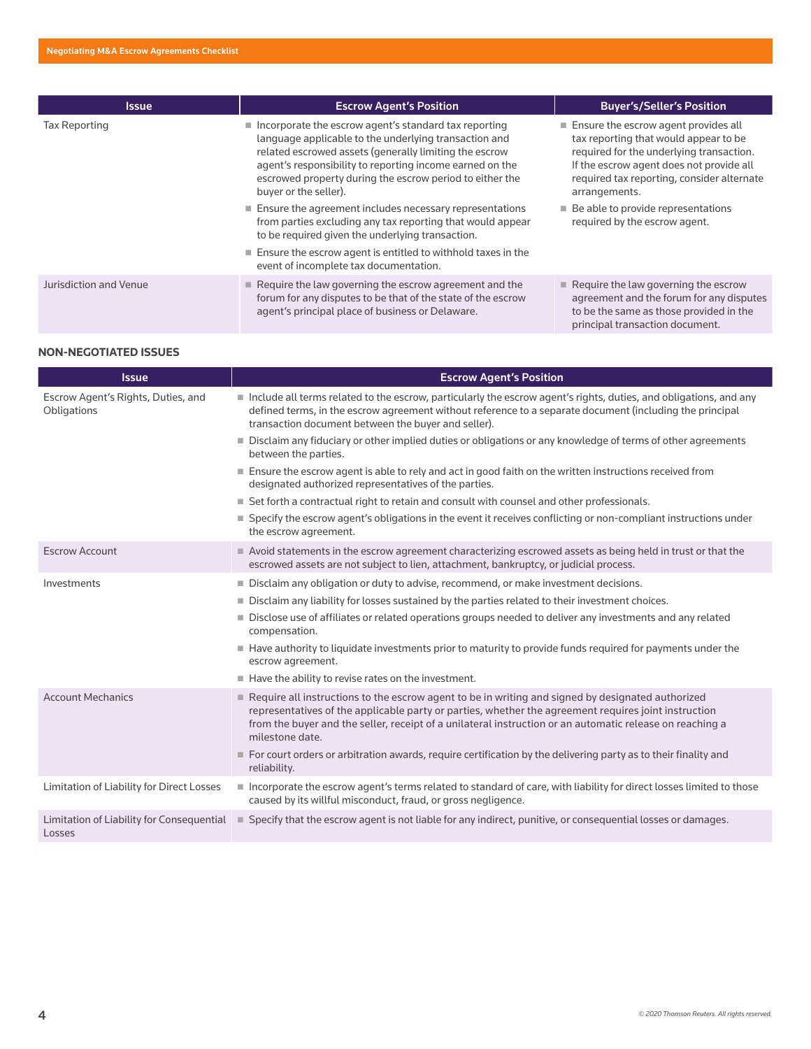| Issue | Escrow Agent's Position | Buyer's/Seller's Position |
|---|---|---|
| Tax Reporting | ■ Incorporate the escrow agent's standard tax reporting language applicable to the underlying transaction and related escrowed assets (generally limiting the escrow agent's responsibility to reporting income earned on the escrowed property during the escrow period to either the buyer or the seller).<br>■ Ensure the agreement includes necessary representations from parties excluding any tax reporting that would appear to be required given the underlying transaction.<br>■ Ensure the escrow agent is entitled to withhold taxes in the event of incomplete tax documentation. | ■ Ensure the escrow agent provides all tax reporting that would appear to be required for the underlying transaction. If the escrow agent does not provide all required tax reporting, consider alternate arrangements.<br>■ Be able to provide representations required by the escrow agent. |
| Jurisdiction and Venue | ■ Require the law governing the escrow agreement and the forum for any disputes to be that of the state of the escrow agent's principal place of business or Delaware. | ■ Require the law governing the escrow agreement and the forum for any disputes to be the same as those provided in the principal transaction document. |

### NON-NEGOTIATED ISSUES

| Issue | Escrow Agent's Position |
|---|---|
| Escrow Agent's Rights, Duties, and Obligations | ■ Include all terms related to the escrow, particularly the escrow agent's rights, duties, and obligations, and any defined terms, in the escrow agreement without reference to a separate document (including the principal transaction document between the buyer and seller).<br>■ Disclaim any fiduciary or other implied duties or obligations or any knowledge of terms of other agreements between the parties.<br>■ Ensure the escrow agent is able to rely and act in good faith on the written instructions received from designated authorized representatives of the parties.<br>■ Set forth a contractual right to retain and consult with counsel and other professionals.<br>■ Specify the escrow agent's obligations in the event it receives conflicting or non-compliant instructions under the escrow agreement. |
| Escrow Account | ■ Avoid statements in the escrow agreement characterizing escrowed assets as being held in trust or that the escrowed assets are not subject to lien, attachment, bankruptcy, or judicial process. |
| Investments | ■ Disclaim any obligation or duty to advise, recommend, or make investment decisions.<br>■ Disclaim any liability for losses sustained by the parties related to their investment choices.<br>■ Disclose use of affiliates or related operations groups needed to deliver any investments and any related compensation.<br>■ Have authority to liquidate investments prior to maturity to provide funds required for payments under the escrow agreement.<br>■ Have the ability to revise rates on the investment. |
| Account Mechanics | ■ Require all instructions to the escrow agent to be in writing and signed by designated authorized representatives of the applicable party or parties, whether the agreement requires joint instruction from the buyer and the seller, receipt of a unilateral instruction or an automatic release on reaching a milestone date.<br>■ For court orders or arbitration awards, require certification by the delivering party as to their finality and reliability. |
| Limitation of Liability for Direct Losses | ■ Incorporate the escrow agent's terms related to standard of care, with liability for direct losses limited to those caused by its willful misconduct, fraud, or gross negligence. |
| Limitation of Liability for Consequential Losses | ■ Specify that the escrow agent is not liable for any indirect, punitive, or consequential losses or damages. |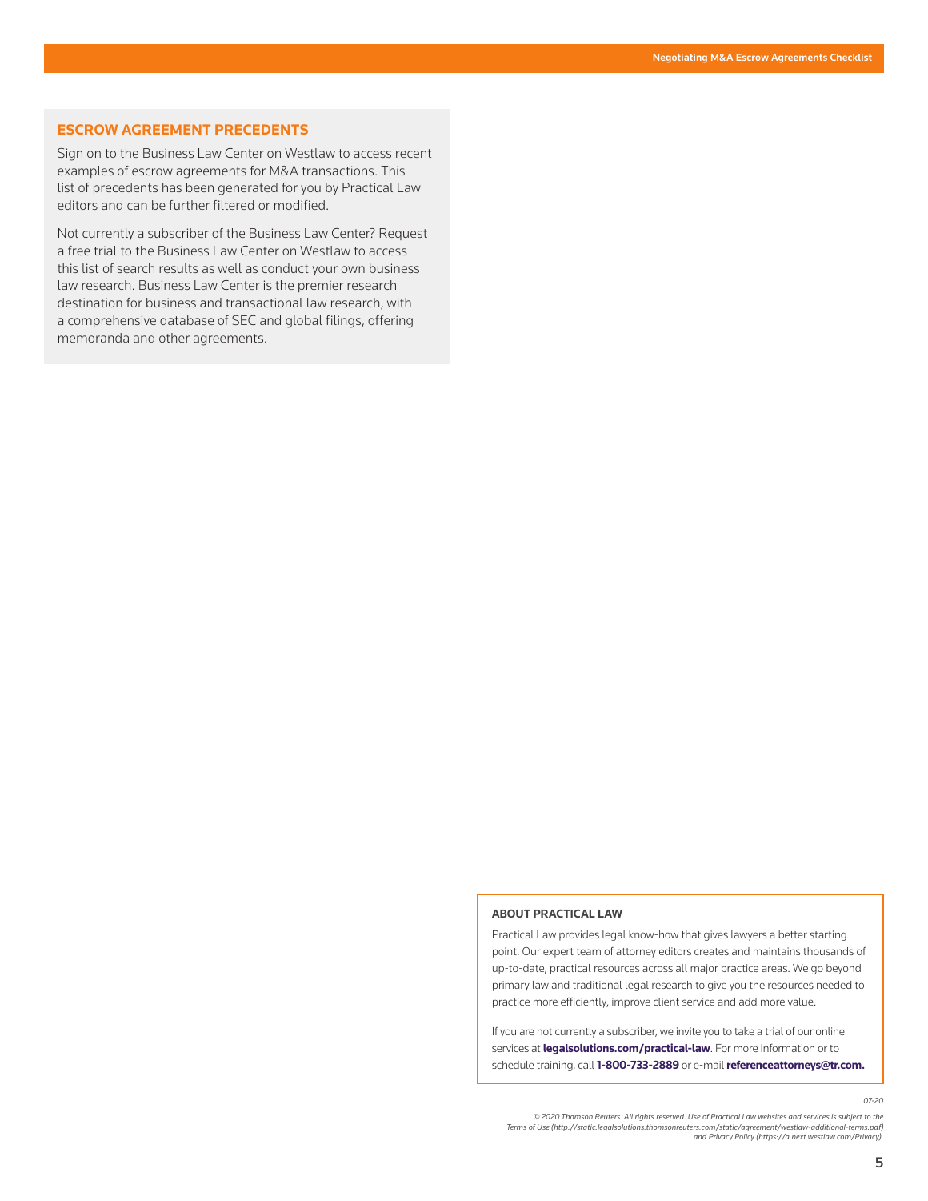## ESCROW AGREEMENT PRECEDENTS

Sign on to the Business Law Center on Westlaw to access recent examples of escrow agreements for M&A transactions. This list of precedents has been generated for you by Practical Law editors and can be further filtered or modified.

Not currently a subscriber of the Business Law Center? Request a free trial to the Business Law Center on Westlaw to access this list of search results as well as conduct your own business law research. Business Law Center is the premier research destination for business and transactional law research, with a comprehensive database of SEC and global filings, offering memoranda and other agreements.

### ABOUT PRACTICAL LAW

Practical Law provides legal know-how that gives lawyers a better starting point. Our expert team of attorney editors creates and maintains thousands of up-to-date, practical resources across all major practice areas. We go beyond primary law and traditional legal research to give you the resources needed to practice more efficiently, improve client service and add more value.

If you are not currently a subscriber, we invite you to take a trial of our online services at **legalsolutions.com/practical-law**. For more information or to schedule training, call **1-800-733-2889** or e-mail **referenceattorneys@tr.com.**

07-20

*© 2020 Thomson Reuters. All rights reserved. Use of Practical Law websites and services is subject to the Terms of Use (http://static.legalsolutions.thomsonreuters.com/static/agreement/westlaw-additional-terms.pdf) and Privacy Policy (https://a.next.westlaw.com/Privacy).*